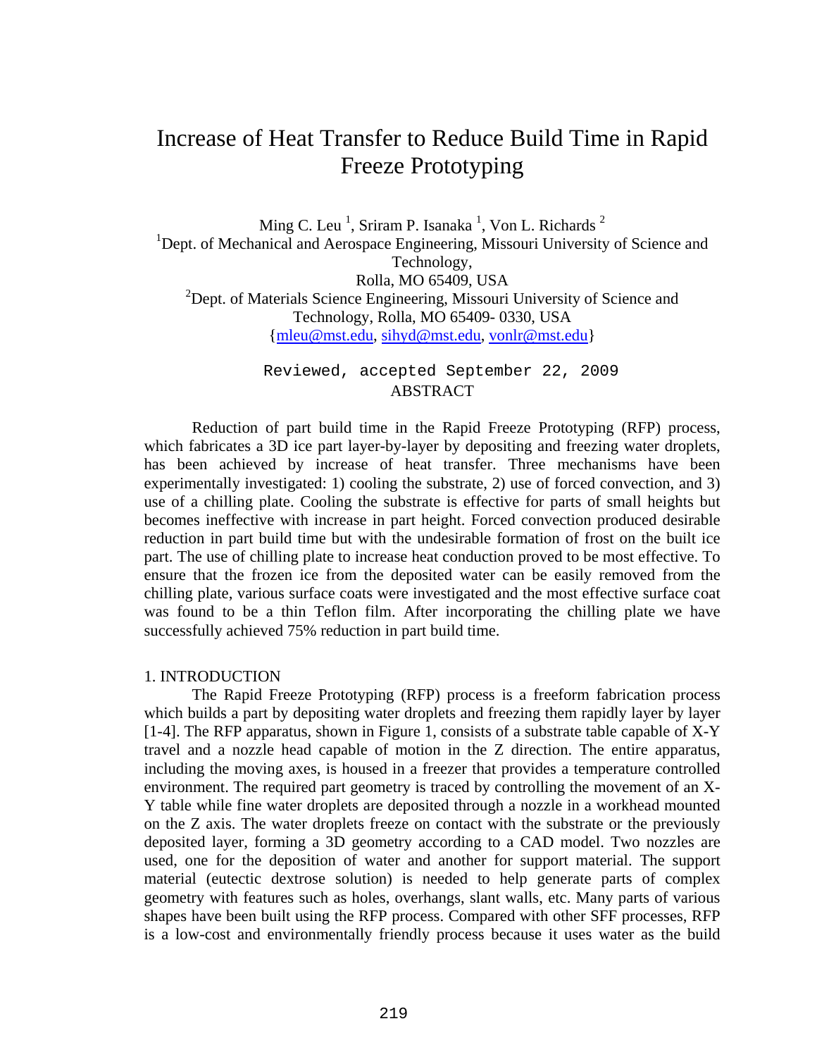# Increase of Heat Transfer to Reduce Build Time in Rapid Freeze Prototyping

Ming C. Leu [1], Sriram P. Isanaka [1], Von L. Richards [2]

[1]Dept. of Mechanical and Aerospace Engineering, Missouri University of Science and Technology,
Rolla, MO 65409, USA

[2]Dept. of Materials Science Engineering, Missouri University of Science and Technology, Rolla, MO 65409- 0330, USA

{mleu@mst.edu, sihyd@mst.edu, vonlr@mst.edu}

Reviewed, accepted September 22, 2009

## ABSTRACT

Reduction of part build time in the Rapid Freeze Prototyping (RFP) process, which fabricates a 3D ice part layer-by-layer by depositing and freezing water droplets, has been achieved by increase of heat transfer. Three mechanisms have been experimentally investigated: 1) cooling the substrate, 2) use of forced convection, and 3) use of a chilling plate. Cooling the substrate is effective for parts of small heights but becomes ineffective with increase in part height. Forced convection produced desirable reduction in part build time but with the undesirable formation of frost on the built ice part. The use of chilling plate to increase heat conduction proved to be most effective. To ensure that the frozen ice from the deposited water can be easily removed from the chilling plate, various surface coats were investigated and the most effective surface coat was found to be a thin Teflon film. After incorporating the chilling plate we have successfully achieved 75% reduction in part build time.

## 1. INTRODUCTION

The Rapid Freeze Prototyping (RFP) process is a freeform fabrication process which builds a part by depositing water droplets and freezing them rapidly layer by layer [1-4]. The RFP apparatus, shown in Figure 1, consists of a substrate table capable of X-Y travel and a nozzle head capable of motion in the Z direction. The entire apparatus, including the moving axes, is housed in a freezer that provides a temperature controlled environment. The required part geometry is traced by controlling the movement of an X-Y table while fine water droplets are deposited through a nozzle in a workhead mounted on the Z axis. The water droplets freeze on contact with the substrate or the previously deposited layer, forming a 3D geometry according to a CAD model. Two nozzles are used, one for the deposition of water and another for support material. The support material (eutectic dextrose solution) is needed to help generate parts of complex geometry with features such as holes, overhangs, slant walls, etc. Many parts of various shapes have been built using the RFP process. Compared with other SFF processes, RFP is a low-cost and environmentally friendly process because it uses water as the build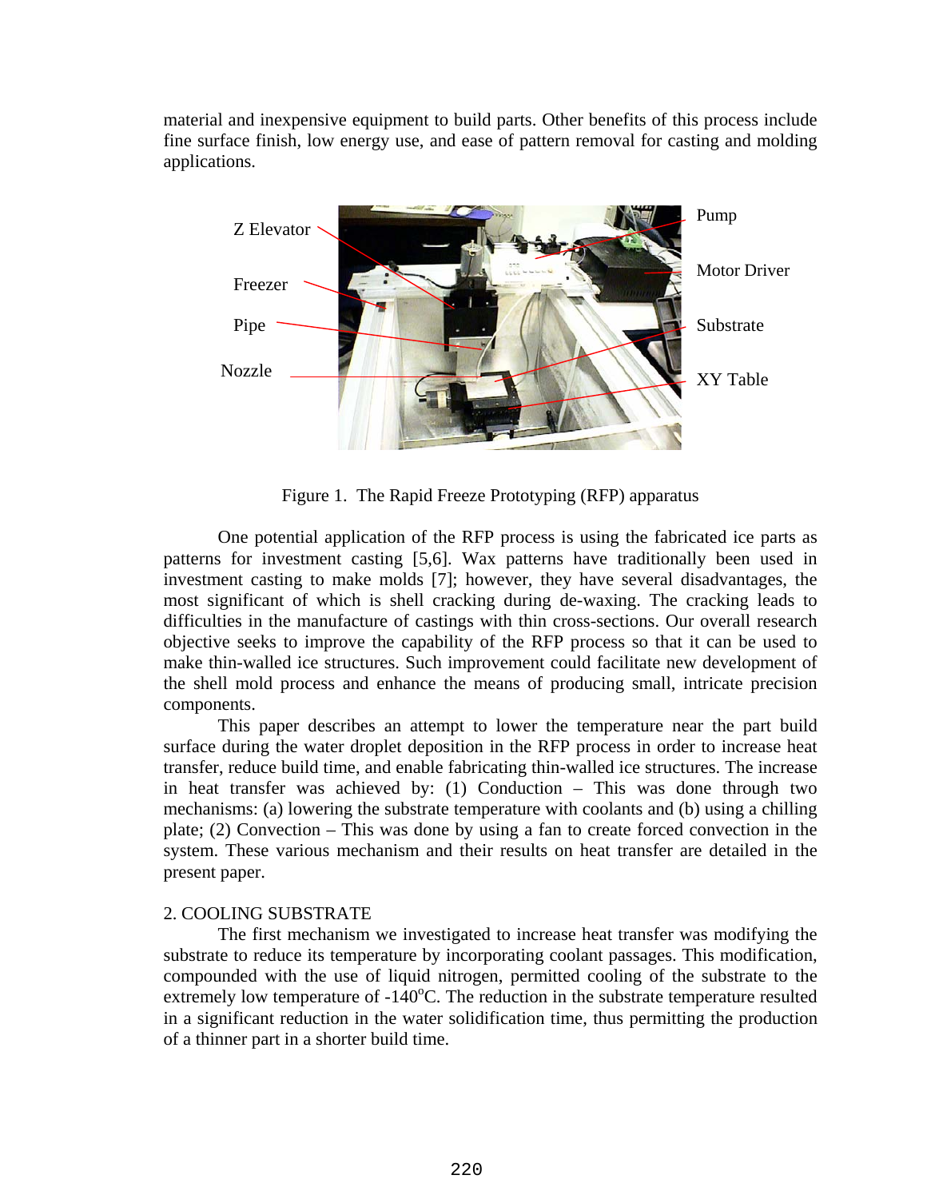material and inexpensive equipment to build parts. Other benefits of this process include fine surface finish, low energy use, and ease of pattern removal for casting and molding applications.

Figure 1. The Rapid Freeze Prototyping (RFP) apparatus

One potential application of the RFP process is using the fabricated ice parts as patterns for investment casting [5,6]. Wax patterns have traditionally been used in investment casting to make molds [7]; however, they have several disadvantages, the most significant of which is shell cracking during de-waxing. The cracking leads to difficulties in the manufacture of castings with thin cross-sections. Our overall research objective seeks to improve the capability of the RFP process so that it can be used to make thin-walled ice structures. Such improvement could facilitate new development of the shell mold process and enhance the means of producing small, intricate precision components.

This paper describes an attempt to lower the temperature near the part build surface during the water droplet deposition in the RFP process in order to increase heat transfer, reduce build time, and enable fabricating thin-walled ice structures. The increase in heat transfer was achieved by: (1) Conduction – This was done through two mechanisms: (a) lowering the substrate temperature with coolants and (b) using a chilling plate; (2) Convection – This was done by using a fan to create forced convection in the system. These various mechanism and their results on heat transfer are detailed in the present paper.

## 2. COOLING SUBSTRATE

The first mechanism we investigated to increase heat transfer was modifying the substrate to reduce its temperature by incorporating coolant passages. This modification, compounded with the use of liquid nitrogen, permitted cooling of the substrate to the extremely low temperature of -140$^{o}$C. The reduction in the substrate temperature resulted in a significant reduction in the water solidification time, thus permitting the production of a thinner part in a shorter build time.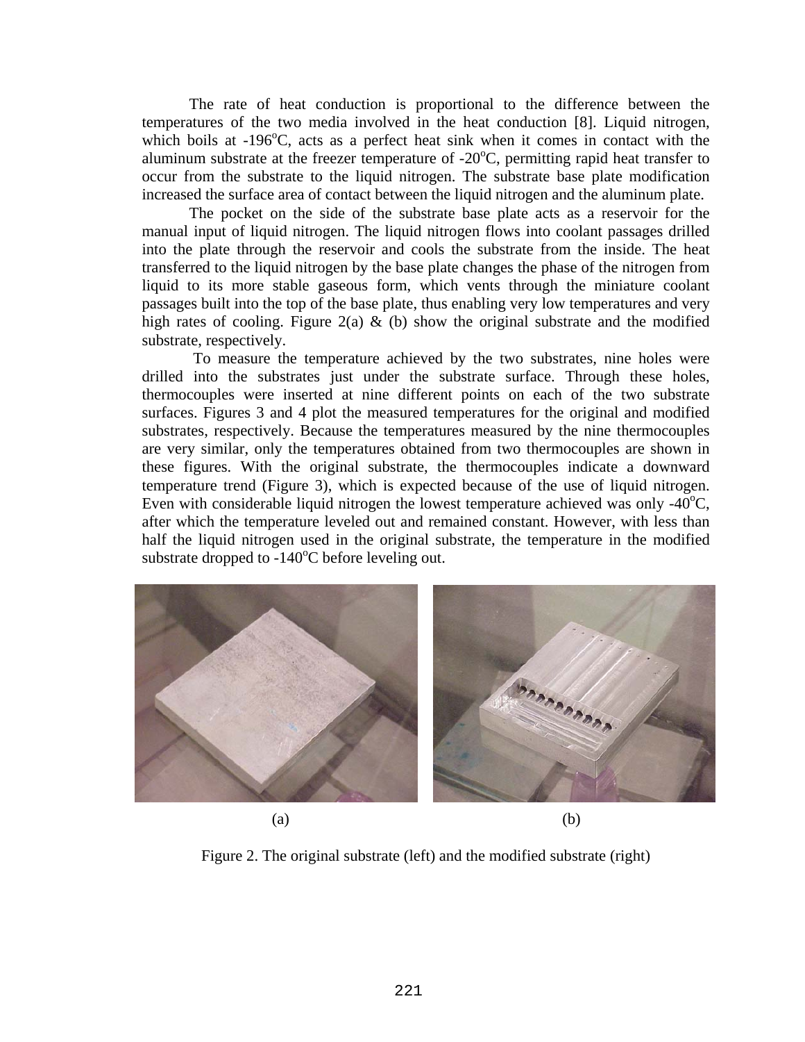The rate of heat conduction is proportional to the difference between the temperatures of the two media involved in the heat conduction [8]. Liquid nitrogen, which boils at -196°C, acts as a perfect heat sink when it comes in contact with the aluminum substrate at the freezer temperature of -20°C, permitting rapid heat transfer to occur from the substrate to the liquid nitrogen. The substrate base plate modification increased the surface area of contact between the liquid nitrogen and the aluminum plate.

The pocket on the side of the substrate base plate acts as a reservoir for the manual input of liquid nitrogen. The liquid nitrogen flows into coolant passages drilled into the plate through the reservoir and cools the substrate from the inside. The heat transferred to the liquid nitrogen by the base plate changes the phase of the nitrogen from liquid to its more stable gaseous form, which vents through the miniature coolant passages built into the top of the base plate, thus enabling very low temperatures and very high rates of cooling. Figure 2(a) & (b) show the original substrate and the modified substrate, respectively.

To measure the temperature achieved by the two substrates, nine holes were drilled into the substrates just under the substrate surface. Through these holes, thermocouples were inserted at nine different points on each of the two substrate surfaces. Figures 3 and 4 plot the measured temperatures for the original and modified substrates, respectively. Because the temperatures measured by the nine thermocouples are very similar, only the temperatures obtained from two thermocouples are shown in these figures. With the original substrate, the thermocouples indicate a downward temperature trend (Figure 3), which is expected because of the use of liquid nitrogen. Even with considerable liquid nitrogen the lowest temperature achieved was only -40°C, after which the temperature leveled out and remained constant. However, with less than half the liquid nitrogen used in the original substrate, the temperature in the modified substrate dropped to -140°C before leveling out.

(a) (b)

Figure 2. The original substrate (left) and the modified substrate (right)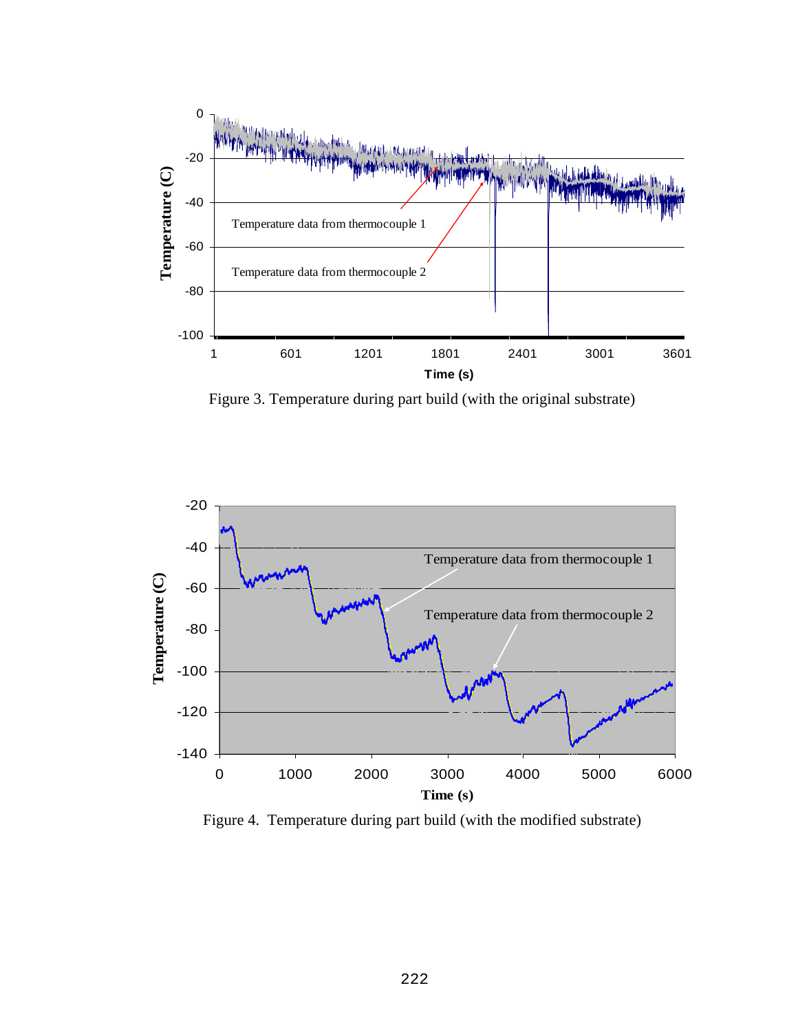Figure 3. Temperature during part build (with the original substrate)

Figure 4. Temperature during part build (with the modified substrate)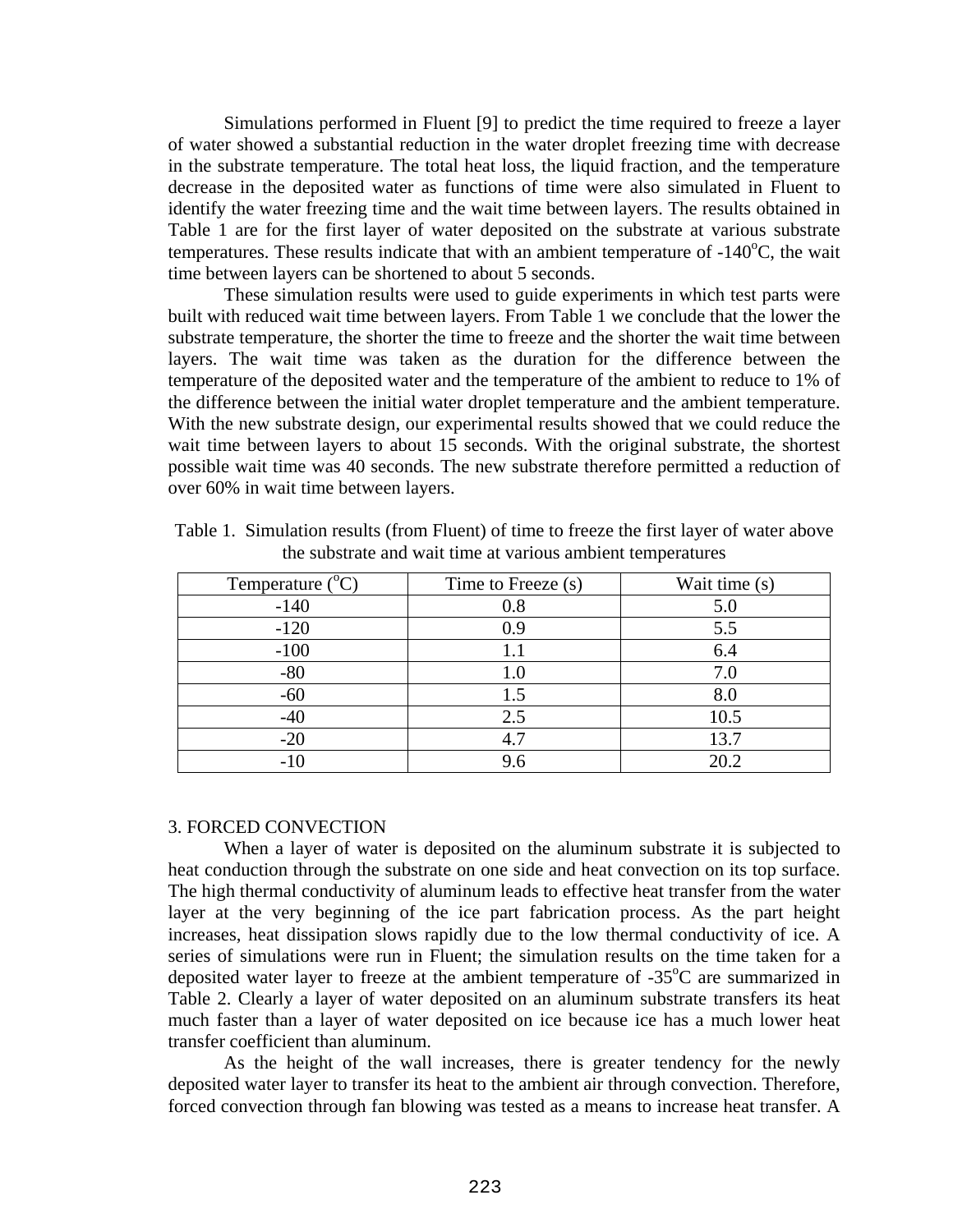Simulations performed in Fluent [9] to predict the time required to freeze a layer of water showed a substantial reduction in the water droplet freezing time with decrease in the substrate temperature. The total heat loss, the liquid fraction, and the temperature decrease in the deposited water as functions of time were also simulated in Fluent to identify the water freezing time and the wait time between layers. The results obtained in Table 1 are for the first layer of water deposited on the substrate at various substrate temperatures. These results indicate that with an ambient temperature of -140°C, the wait time between layers can be shortened to about 5 seconds.

These simulation results were used to guide experiments in which test parts were built with reduced wait time between layers. From Table 1 we conclude that the lower the substrate temperature, the shorter the time to freeze and the shorter the wait time between layers. The wait time was taken as the duration for the difference between the temperature of the deposited water and the temperature of the ambient to reduce to 1% of the difference between the initial water droplet temperature and the ambient temperature. With the new substrate design, our experimental results showed that we could reduce the wait time between layers to about 15 seconds. With the original substrate, the shortest possible wait time was 40 seconds. The new substrate therefore permitted a reduction of over 60% in wait time between layers.

Table 1. Simulation results (from Fluent) of time to freeze the first layer of water above the substrate and wait time at various ambient temperatures

| Temperature (°C) | Time to Freeze (s) | Wait time (s) |
|---|---|---|
| -140 | 0.8 | 5.0 |
| -120 | 0.9 | 5.5 |
| -100 | 1.1 | 6.4 |
| -80 | 1.0 | 7.0 |
| -60 | 1.5 | 8.0 |
| -40 | 2.5 | 10.5 |
| -20 | 4.7 | 13.7 |
| -10 | 9.6 | 20.2 |

## 3. FORCED CONVECTION

When a layer of water is deposited on the aluminum substrate it is subjected to heat conduction through the substrate on one side and heat convection on its top surface. The high thermal conductivity of aluminum leads to effective heat transfer from the water layer at the very beginning of the ice part fabrication process. As the part height increases, heat dissipation slows rapidly due to the low thermal conductivity of ice. A series of simulations were run in Fluent; the simulation results on the time taken for a deposited water layer to freeze at the ambient temperature of -35°C are summarized in Table 2. Clearly a layer of water deposited on an aluminum substrate transfers its heat much faster than a layer of water deposited on ice because ice has a much lower heat transfer coefficient than aluminum.

As the height of the wall increases, there is greater tendency for the newly deposited water layer to transfer its heat to the ambient air through convection. Therefore, forced convection through fan blowing was tested as a means to increase heat transfer. A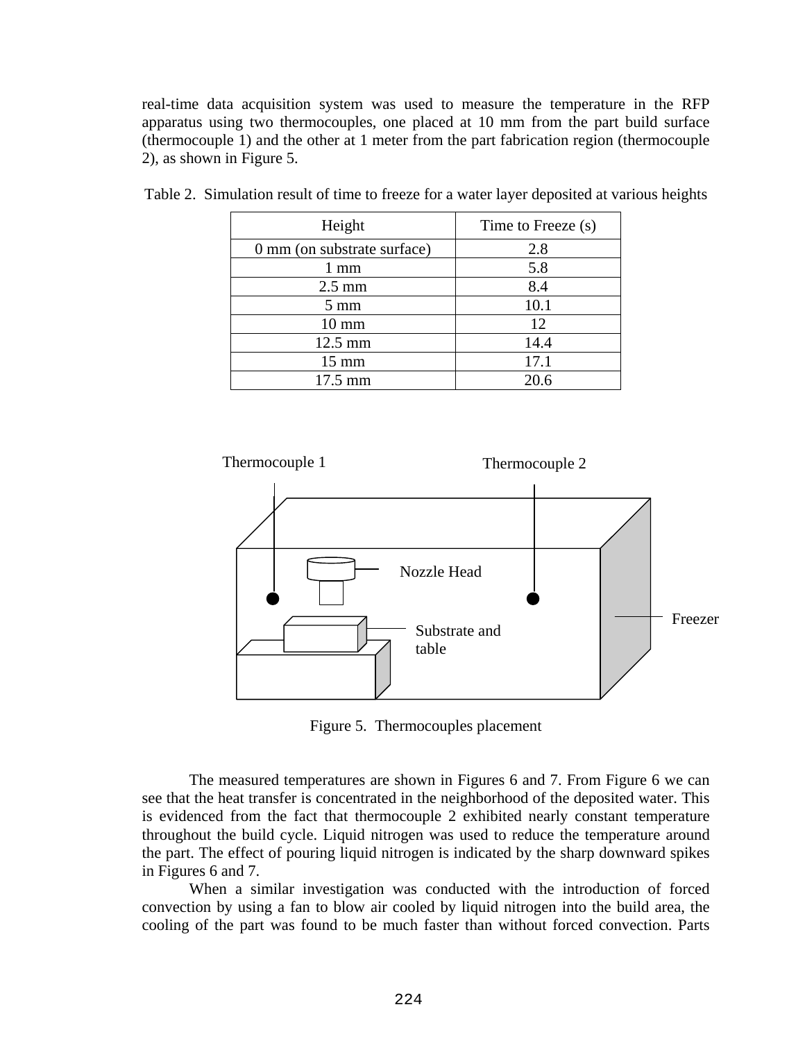real-time data acquisition system was used to measure the temperature in the RFP apparatus using two thermocouples, one placed at 10 mm from the part build surface (thermocouple 1) and the other at 1 meter from the part fabrication region (thermocouple 2), as shown in Figure 5.

Table 2. Simulation result of time to freeze for a water layer deposited at various heights

| Height | Time to Freeze (s) |
|---|---|
| 0 mm (on substrate surface) | 2.8 |
| 1 mm | 5.8 |
| 2.5 mm | 8.4 |
| 5 mm | 10.1 |
| 10 mm | 12 |
| 12.5 mm | 14.4 |
| 15 mm | 17.1 |
| 17.5 mm | 20.6 |

Thermocouple 1

Thermocouple 2

Nozzle Head

Substrate and table

Freezer

Figure 5. Thermocouples placement

The measured temperatures are shown in Figures 6 and 7. From Figure 6 we can see that the heat transfer is concentrated in the neighborhood of the deposited water. This is evidenced from the fact that thermocouple 2 exhibited nearly constant temperature throughout the build cycle. Liquid nitrogen was used to reduce the temperature around the part. The effect of pouring liquid nitrogen is indicated by the sharp downward spikes in Figures 6 and 7.

When a similar investigation was conducted with the introduction of forced convection by using a fan to blow air cooled by liquid nitrogen into the build area, the cooling of the part was found to be much faster than without forced convection. Parts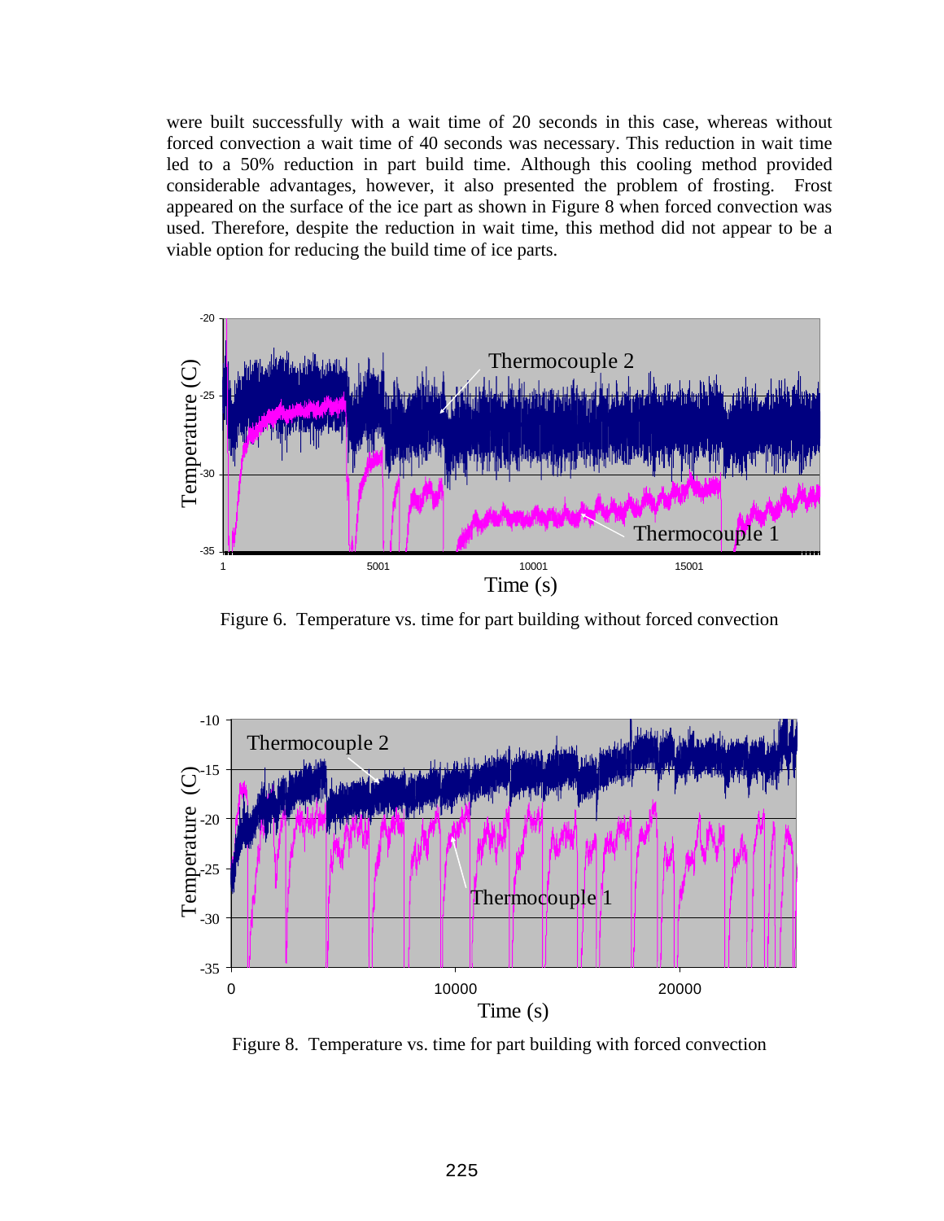were built successfully with a wait time of 20 seconds in this case, whereas without forced convection a wait time of 40 seconds was necessary. This reduction in wait time led to a 50% reduction in part build time. Although this cooling method provided considerable advantages, however, it also presented the problem of frosting. Frost appeared on the surface of the ice part as shown in Figure 8 when forced convection was used. Therefore, despite the reduction in wait time, this method did not appear to be a viable option for reducing the build time of ice parts.

Figure 6. Temperature vs. time for part building without forced convection

Figure 8. Temperature vs. time for part building with forced convection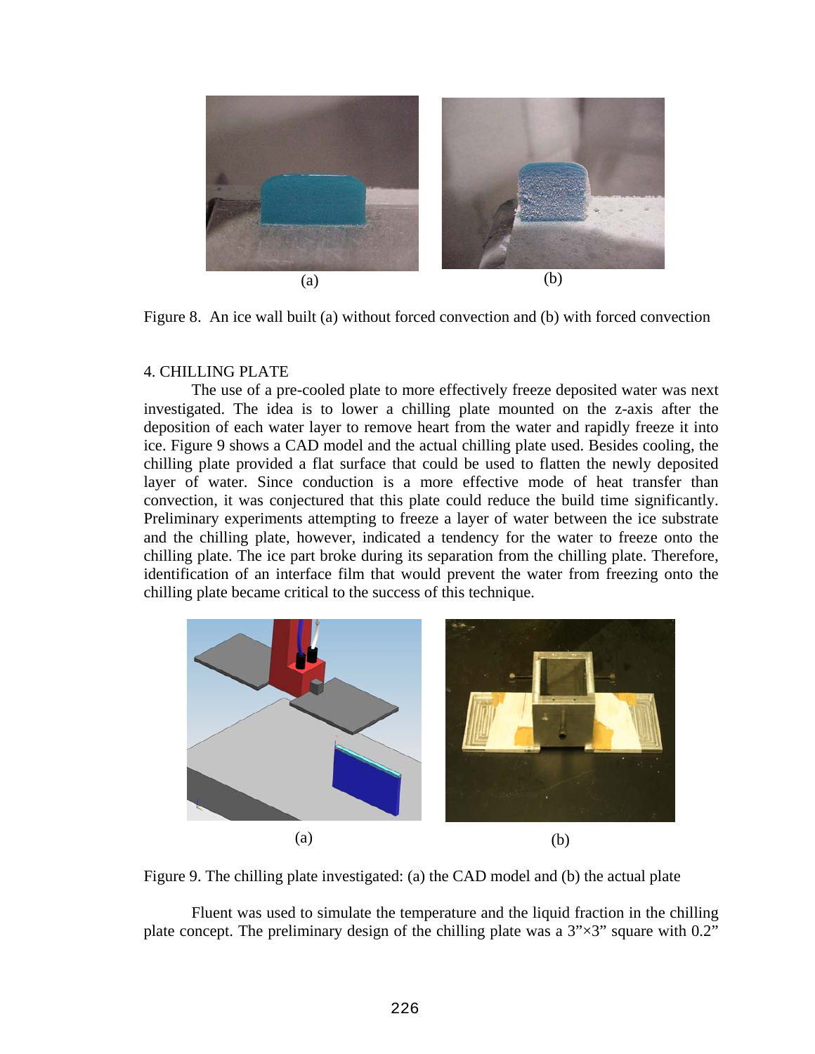Figure 8. An ice wall built (a) without forced convection and (b) with forced convection

## 4. CHILLING PLATE

The use of a pre-cooled plate to more effectively freeze deposited water was next investigated. The idea is to lower a chilling plate mounted on the z-axis after the deposition of each water layer to remove heart from the water and rapidly freeze it into ice. Figure 9 shows a CAD model and the actual chilling plate used. Besides cooling, the chilling plate provided a flat surface that could be used to flatten the newly deposited layer of water. Since conduction is a more effective mode of heat transfer than convection, it was conjectured that this plate could reduce the build time significantly. Preliminary experiments attempting to freeze a layer of water between the ice substrate and the chilling plate, however, indicated a tendency for the water to freeze onto the chilling plate. The ice part broke during its separation from the chilling plate. Therefore, identification of an interface film that would prevent the water from freezing onto the chilling plate became critical to the success of this technique.

Figure 9. The chilling plate investigated: (a) the CAD model and (b) the actual plate

Fluent was used to simulate the temperature and the liquid fraction in the chilling plate concept. The preliminary design of the chilling plate was a 3"×3" square with 0.2"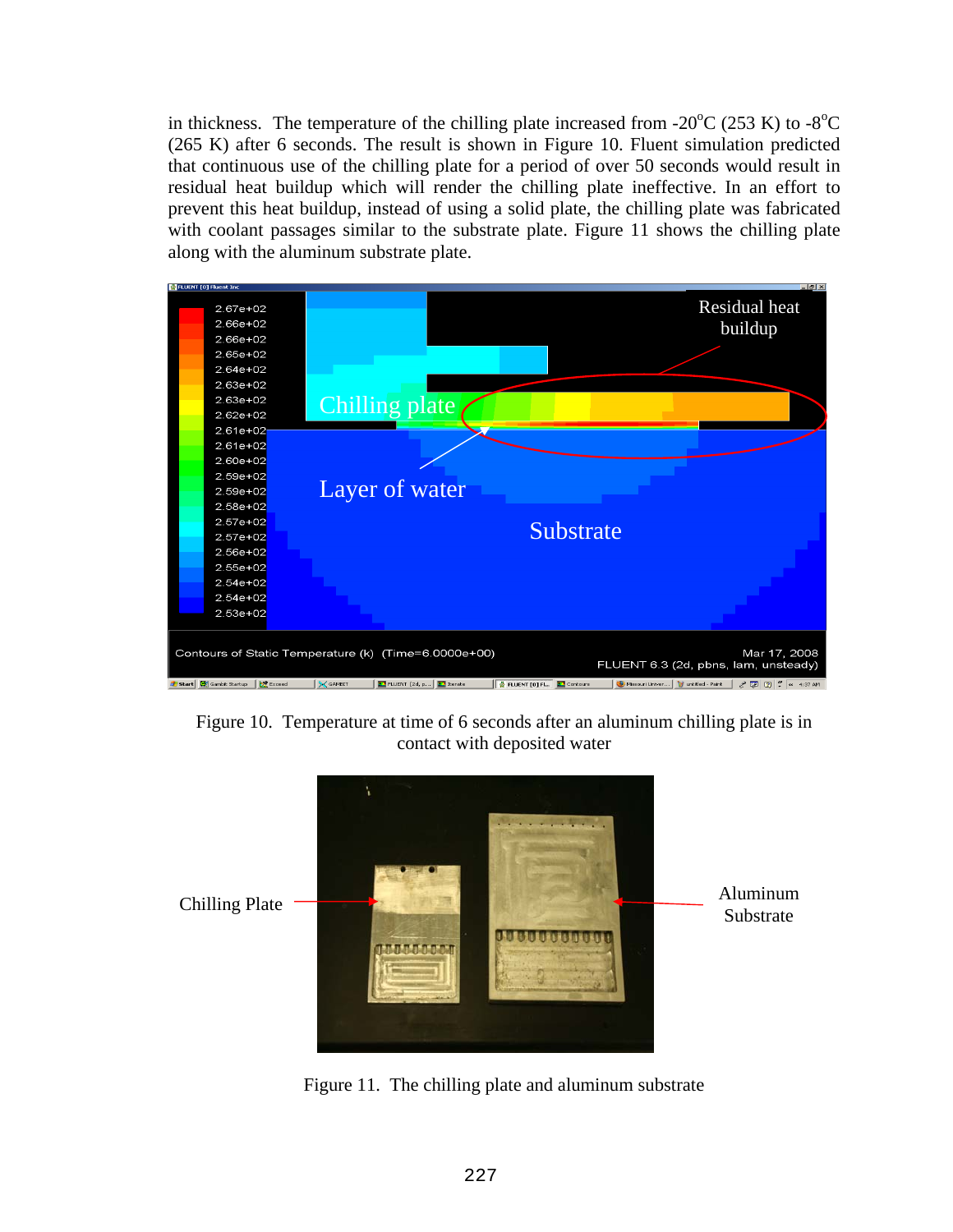in thickness. The temperature of the chilling plate increased from -20°C (253 K) to -8°C (265 K) after 6 seconds. The result is shown in Figure 10. Fluent simulation predicted that continuous use of the chilling plate for a period of over 50 seconds would result in residual heat buildup which will render the chilling plate ineffective. In an effort to prevent this heat buildup, instead of using a solid plate, the chilling plate was fabricated with coolant passages similar to the substrate plate. Figure 11 shows the chilling plate along with the aluminum substrate plate.

Figure 10. Temperature at time of 6 seconds after an aluminum chilling plate is in contact with deposited water

Figure 11. The chilling plate and aluminum substrate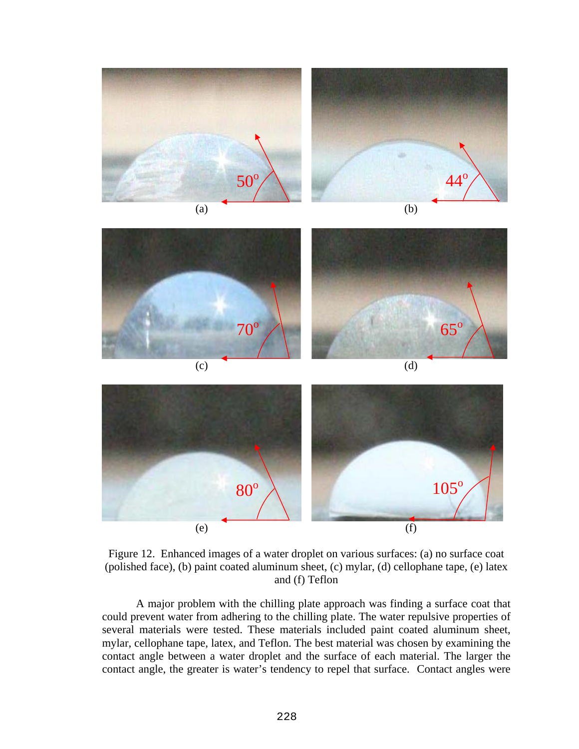Figure 12. Enhanced images of a water droplet on various surfaces: (a) no surface coat (polished face), (b) paint coated aluminum sheet, (c) mylar, (d) cellophane tape, (e) latex and (f) Teflon

A major problem with the chilling plate approach was finding a surface coat that could prevent water from adhering to the chilling plate. The water repulsive properties of several materials were tested. These materials included paint coated aluminum sheet, mylar, cellophane tape, latex, and Teflon. The best material was chosen by examining the contact angle between a water droplet and the surface of each material. The larger the contact angle, the greater is water's tendency to repel that surface. Contact angles were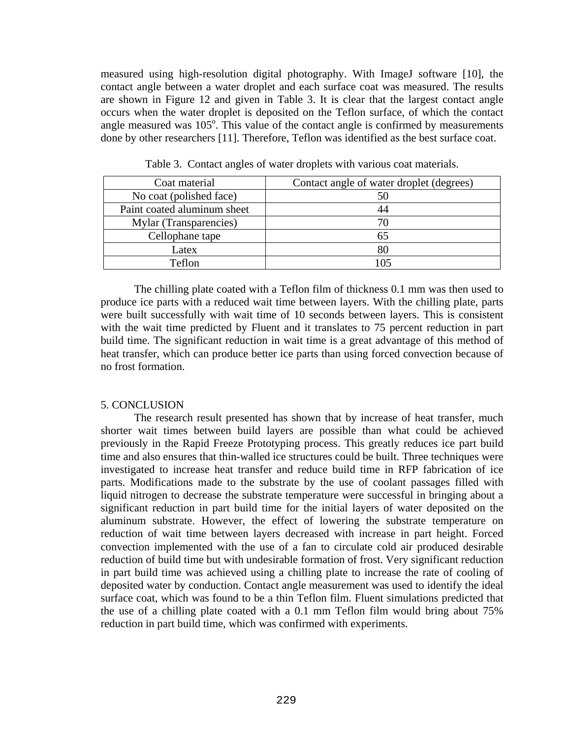measured using high-resolution digital photography. With ImageJ software [10], the contact angle between a water droplet and each surface coat was measured. The results are shown in Figure 12 and given in Table 3. It is clear that the largest contact angle occurs when the water droplet is deposited on the Teflon surface, of which the contact angle measured was 105°. This value of the contact angle is confirmed by measurements done by other researchers [11]. Therefore, Teflon was identified as the best surface coat.

Table 3. Contact angles of water droplets with various coat materials.

| Coat material | Contact angle of water droplet (degrees) |
| --- | --- |
| No coat (polished face) | 50 |
| Paint coated aluminum sheet | 44 |
| Mylar (Transparencies) | 70 |
| Cellophane tape | 65 |
| Latex | 80 |
| Teflon | 105 |

The chilling plate coated with a Teflon film of thickness 0.1 mm was then used to produce ice parts with a reduced wait time between layers. With the chilling plate, parts were built successfully with wait time of 10 seconds between layers. This is consistent with the wait time predicted by Fluent and it translates to 75 percent reduction in part build time. The significant reduction in wait time is a great advantage of this method of heat transfer, which can produce better ice parts than using forced convection because of no frost formation.

## 5. CONCLUSION

The research result presented has shown that by increase of heat transfer, much shorter wait times between build layers are possible than what could be achieved previously in the Rapid Freeze Prototyping process. This greatly reduces ice part build time and also ensures that thin-walled ice structures could be built. Three techniques were investigated to increase heat transfer and reduce build time in RFP fabrication of ice parts. Modifications made to the substrate by the use of coolant passages filled with liquid nitrogen to decrease the substrate temperature were successful in bringing about a significant reduction in part build time for the initial layers of water deposited on the aluminum substrate. However, the effect of lowering the substrate temperature on reduction of wait time between layers decreased with increase in part height. Forced convection implemented with the use of a fan to circulate cold air produced desirable reduction of build time but with undesirable formation of frost. Very significant reduction in part build time was achieved using a chilling plate to increase the rate of cooling of deposited water by conduction. Contact angle measurement was used to identify the ideal surface coat, which was found to be a thin Teflon film. Fluent simulations predicted that the use of a chilling plate coated with a 0.1 mm Teflon film would bring about 75% reduction in part build time, which was confirmed with experiments.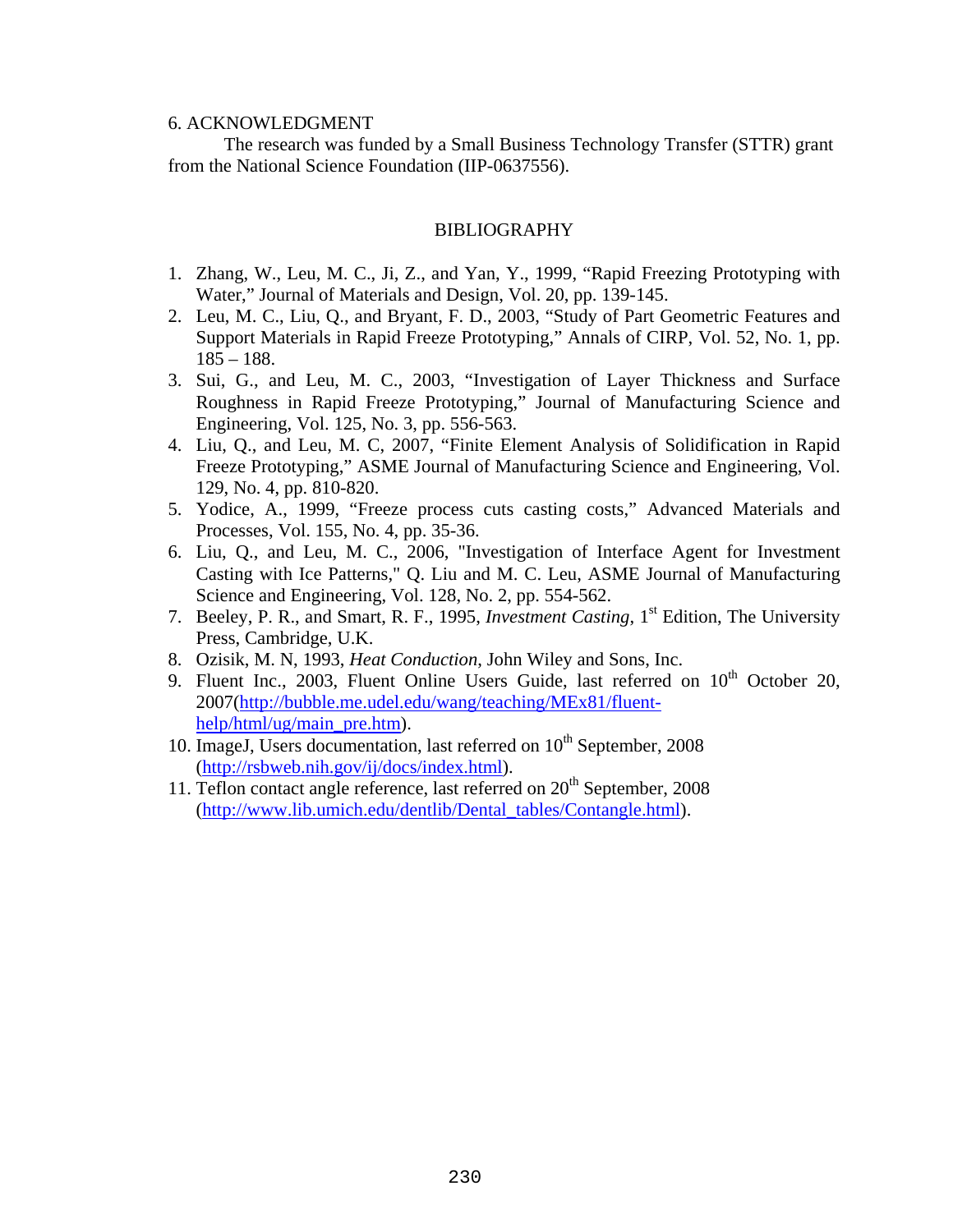## 6. ACKNOWLEDGMENT

The research was funded by a Small Business Technology Transfer (STTR) grant from the National Science Foundation (IIP-0637556).

## BIBLIOGRAPHY

1. Zhang, W., Leu, M. C., Ji, Z., and Yan, Y., 1999, "Rapid Freezing Prototyping with Water," Journal of Materials and Design, Vol. 20, pp. 139-145.
2. Leu, M. C., Liu, Q., and Bryant, F. D., 2003, "Study of Part Geometric Features and Support Materials in Rapid Freeze Prototyping," Annals of CIRP, Vol. 52, No. 1, pp. 185 – 188.
3. Sui, G., and Leu, M. C., 2003, "Investigation of Layer Thickness and Surface Roughness in Rapid Freeze Prototyping," Journal of Manufacturing Science and Engineering, Vol. 125, No. 3, pp. 556-563.
4. Liu, Q., and Leu, M. C, 2007, "Finite Element Analysis of Solidification in Rapid Freeze Prototyping," ASME Journal of Manufacturing Science and Engineering, Vol. 129, No. 4, pp. 810-820.
5. Yodice, A., 1999, "Freeze process cuts casting costs," Advanced Materials and Processes, Vol. 155, No. 4, pp. 35-36.
6. Liu, Q., and Leu, M. C., 2006, "Investigation of Interface Agent for Investment Casting with Ice Patterns," Q. Liu and M. C. Leu, ASME Journal of Manufacturing Science and Engineering, Vol. 128, No. 2, pp. 554-562.
7. Beeley, P. R., and Smart, R. F., 1995, *Investment Casting*, 1st Edition, The University Press, Cambridge, U.K.
8. Ozisik, M. N, 1993, *Heat Conduction*, John Wiley and Sons, Inc.
9. Fluent Inc., 2003, Fluent Online Users Guide, last referred on 10th October 20, 2007(http://bubble.me.udel.edu/wang/teaching/MEx81/fluent-help/html/ug/main_pre.htm).
10. ImageJ, Users documentation, last referred on 10th September, 2008 (http://rsbweb.nih.gov/ij/docs/index.html).
11. Teflon contact angle reference, last referred on 20th September, 2008 (http://www.lib.umich.edu/dentlib/Dental_tables/Contangle.html).